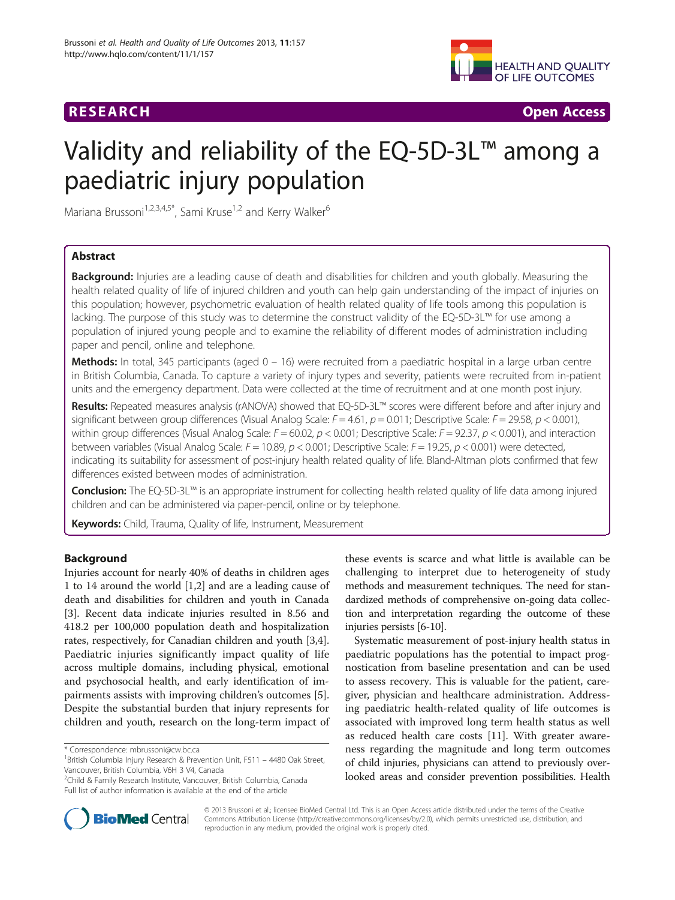**RESEARCH** **Open Access**

# Validity and reliability of the EQ-5D-3L™ among a paediatric injury population

Mariana Brussoni[1,2,3,4,5*], Sami Kruse[1,2] and Kerry Walker[6]

## Abstract

**Background:** Injuries are a leading cause of death and disabilities for children and youth globally. Measuring the health related quality of life of injured children and youth can help gain understanding of the impact of injuries on this population; however, psychometric evaluation of health related quality of life tools among this population is lacking. The purpose of this study was to determine the construct validity of the EQ-5D-3L™ for use among a population of injured young people and to examine the reliability of different modes of administration including paper and pencil, online and telephone.

**Methods:** In total, 345 participants (aged 0 – 16) were recruited from a paediatric hospital in a large urban centre in British Columbia, Canada. To capture a variety of injury types and severity, patients were recruited from in-patient units and the emergency department. Data were collected at the time of recruitment and at one month post injury.

**Results:** Repeated measures analysis (rANOVA) showed that EQ-5D-3L™ scores were different before and after injury and significant between group differences (Visual Analog Scale: $F = 4.61$, $p = 0.011$; Descriptive Scale: $F = 29.58$, $p < 0.001$), within group differences (Visual Analog Scale: $F = 60.02$, $p < 0.001$; Descriptive Scale: $F = 92.37$, $p < 0.001$), and interaction between variables (Visual Analog Scale: $F = 10.89$, $p < 0.001$; Descriptive Scale: $F = 19.25$, $p < 0.001$) were detected, indicating its suitability for assessment of post-injury health related quality of life. Bland-Altman plots confirmed that few differences existed between modes of administration.

**Conclusion:** The EQ-5D-3L™ is an appropriate instrument for collecting health related quality of life data among injured children and can be administered via paper-pencil, online or by telephone.

**Keywords:** Child, Trauma, Quality of life, Instrument, Measurement

## Background

Injuries account for nearly 40% of deaths in children ages 1 to 14 around the world [1,2] and are a leading cause of death and disabilities for children and youth in Canada [3]. Recent data indicate injuries resulted in 8.56 and 418.2 per 100,000 population death and hospitalization rates, respectively, for Canadian children and youth [3,4]. Paediatric injuries significantly impact quality of life across multiple domains, including physical, emotional and psychosocial health, and early identification of impairments assists with improving children's outcomes [5]. Despite the substantial burden that injury represents for children and youth, research on the long-term impact of these events is scarce and what little is available can be challenging to interpret due to heterogeneity of study methods and measurement techniques. The need for standardized methods of comprehensive on-going data collection and interpretation regarding the outcome of these injuries persists [6-10].

Systematic measurement of post-injury health status in paediatric populations has the potential to impact prognostication from baseline presentation and can be used to assess recovery. This is valuable for the patient, caregiver, physician and healthcare administration. Addressing paediatric health-related quality of life outcomes is associated with improved long term health status as well as reduced health care costs [11]. With greater awareness regarding the magnitude and long term outcomes of child injuries, physicians can attend to previously overlooked areas and consider prevention possibilities. Health

\* Correspondence: mbrussoni@cw.bc.ca
[1]British Columbia Injury Research & Prevention Unit, F511 – 4480 Oak Street, Vancouver, British Columbia, V6H 3 V4, Canada
[2]Child & Family Research Institute, Vancouver, British Columbia, Canada
Full list of author information is available at the end of the article

© 2013 Brussoni et al.; licensee BioMed Central Ltd. This is an Open Access article distributed under the terms of the Creative Commons Attribution License (http://creativecommons.org/licenses/by/2.0), which permits unrestricted use, distribution, and reproduction in any medium, provided the original work is properly cited.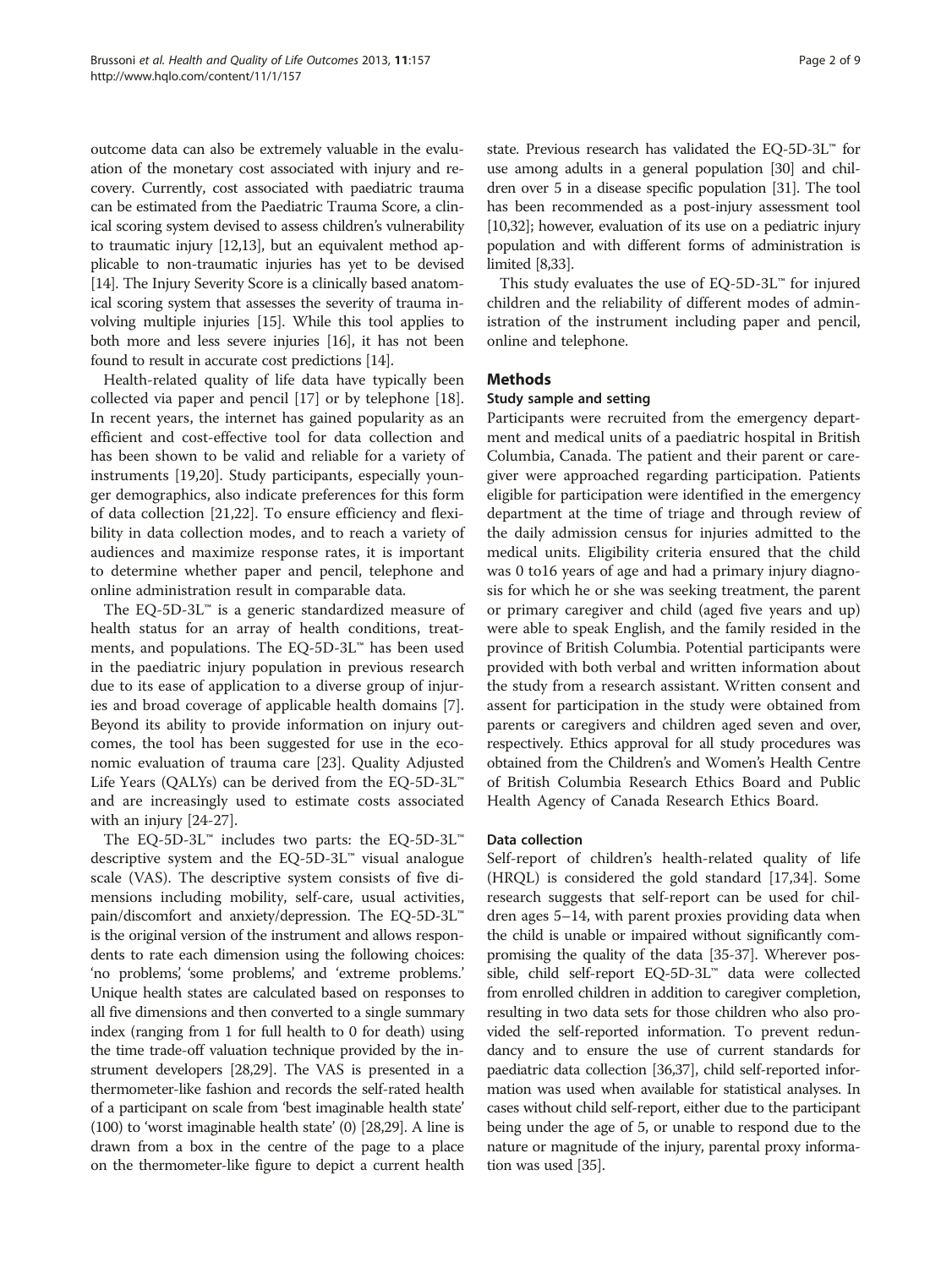outcome data can also be extremely valuable in the evaluation of the monetary cost associated with injury and recovery. Currently, cost associated with paediatric trauma can be estimated from the Paediatric Trauma Score, a clinical scoring system devised to assess children's vulnerability to traumatic injury [12,13], but an equivalent method applicable to non-traumatic injuries has yet to be devised [14]. The Injury Severity Score is a clinically based anatomical scoring system that assesses the severity of trauma involving multiple injuries [15]. While this tool applies to both more and less severe injuries [16], it has not been found to result in accurate cost predictions [14].

Health-related quality of life data have typically been collected via paper and pencil [17] or by telephone [18]. In recent years, the internet has gained popularity as an efficient and cost-effective tool for data collection and has been shown to be valid and reliable for a variety of instruments [19,20]. Study participants, especially younger demographics, also indicate preferences for this form of data collection [21,22]. To ensure efficiency and flexibility in data collection modes, and to reach a variety of audiences and maximize response rates, it is important to determine whether paper and pencil, telephone and online administration result in comparable data.

The EQ-5D-3L™ is a generic standardized measure of health status for an array of health conditions, treatments, and populations. The EQ-5D-3L™ has been used in the paediatric injury population in previous research due to its ease of application to a diverse group of injuries and broad coverage of applicable health domains [7]. Beyond its ability to provide information on injury outcomes, the tool has been suggested for use in the economic evaluation of trauma care [23]. Quality Adjusted Life Years (QALYs) can be derived from the EQ-5D-3L™ and are increasingly used to estimate costs associated with an injury [24-27].

The EQ-5D-3L™ includes two parts: the EQ-5D-3L™ descriptive system and the EQ-5D-3L™ visual analogue scale (VAS). The descriptive system consists of five dimensions including mobility, self-care, usual activities, pain/discomfort and anxiety/depression. The EQ-5D-3L™ is the original version of the instrument and allows respondents to rate each dimension using the following choices: 'no problems', 'some problems', and 'extreme problems.' Unique health states are calculated based on responses to all five dimensions and then converted to a single summary index (ranging from 1 for full health to 0 for death) using the time trade-off valuation technique provided by the instrument developers [28,29]. The VAS is presented in a thermometer-like fashion and records the self-rated health of a participant on scale from 'best imaginable health state' (100) to 'worst imaginable health state' (0) [28,29]. A line is drawn from a box in the centre of the page to a place on the thermometer-like figure to depict a current health state. Previous research has validated the EQ-5D-3L™ for use among adults in a general population [30] and children over 5 in a disease specific population [31]. The tool has been recommended as a post-injury assessment tool [10,32]; however, evaluation of its use on a pediatric injury population and with different forms of administration is limited [8,33].

This study evaluates the use of EQ-5D-3L™ for injured children and the reliability of different modes of administration of the instrument including paper and pencil, online and telephone.

## Methods

### Study sample and setting

Participants were recruited from the emergency department and medical units of a paediatric hospital in British Columbia, Canada. The patient and their parent or caregiver were approached regarding participation. Patients eligible for participation were identified in the emergency department at the time of triage and through review of the daily admission census for injuries admitted to the medical units. Eligibility criteria ensured that the child was 0 to16 years of age and had a primary injury diagnosis for which he or she was seeking treatment, the parent or primary caregiver and child (aged five years and up) were able to speak English, and the family resided in the province of British Columbia. Potential participants were provided with both verbal and written information about the study from a research assistant. Written consent and assent for participation in the study were obtained from parents or caregivers and children aged seven and over, respectively. Ethics approval for all study procedures was obtained from the Children's and Women's Health Centre of British Columbia Research Ethics Board and Public Health Agency of Canada Research Ethics Board.

### Data collection

Self-report of children's health-related quality of life (HRQL) is considered the gold standard [17,34]. Some research suggests that self-report can be used for children ages 5–14, with parent proxies providing data when the child is unable or impaired without significantly compromising the quality of the data [35-37]. Wherever possible, child self-report EQ-5D-3L™ data were collected from enrolled children in addition to caregiver completion, resulting in two data sets for those children who also provided the self-reported information. To prevent redundancy and to ensure the use of current standards for paediatric data collection [36,37], child self-reported information was used when available for statistical analyses. In cases without child self-report, either due to the participant being under the age of 5, or unable to respond due to the nature or magnitude of the injury, parental proxy information was used [35].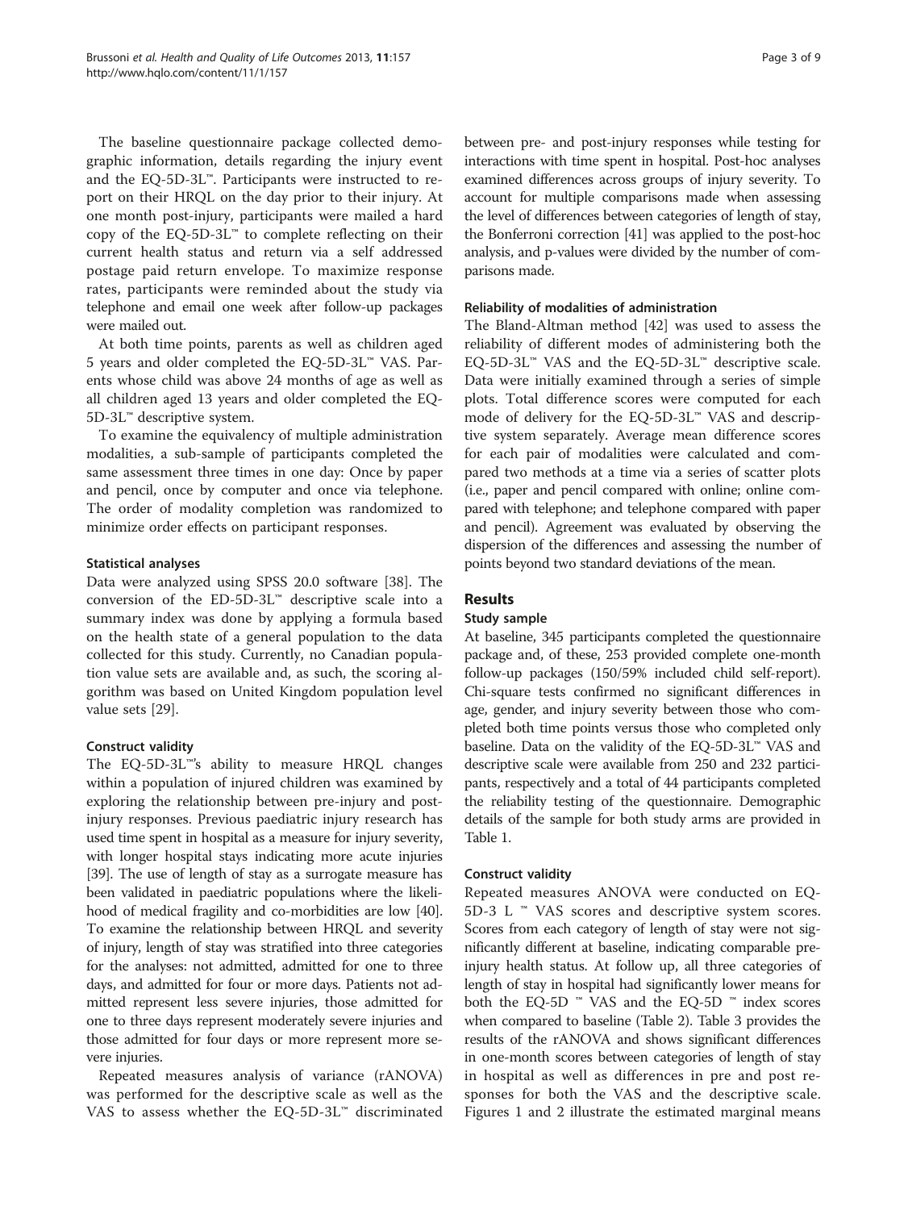The baseline questionnaire package collected demographic information, details regarding the injury event and the EQ-5D-3L™. Participants were instructed to report on their HRQL on the day prior to their injury. At one month post-injury, participants were mailed a hard copy of the EQ-5D-3L™ to complete reflecting on their current health status and return via a self addressed postage paid return envelope. To maximize response rates, participants were reminded about the study via telephone and email one week after follow-up packages were mailed out.

At both time points, parents as well as children aged 5 years and older completed the EQ-5D-3L™ VAS. Parents whose child was above 24 months of age as well as all children aged 13 years and older completed the EQ-5D-3L™ descriptive system.

To examine the equivalency of multiple administration modalities, a sub-sample of participants completed the same assessment three times in one day: Once by paper and pencil, once by computer and once via telephone. The order of modality completion was randomized to minimize order effects on participant responses.

#### Statistical analyses

Data were analyzed using SPSS 20.0 software [38]. The conversion of the ED-5D-3L™ descriptive scale into a summary index was done by applying a formula based on the health state of a general population to the data collected for this study. Currently, no Canadian population value sets are available and, as such, the scoring algorithm was based on United Kingdom population level value sets [29].

#### Construct validity

The EQ-5D-3L™'s ability to measure HRQL changes within a population of injured children was examined by exploring the relationship between pre-injury and post-injury responses. Previous paediatric injury research has used time spent in hospital as a measure for injury severity, with longer hospital stays indicating more acute injuries [39]. The use of length of stay as a surrogate measure has been validated in paediatric populations where the likelihood of medical fragility and co-morbidities are low [40]. To examine the relationship between HRQL and severity of injury, length of stay was stratified into three categories for the analyses: not admitted, admitted for one to three days, and admitted for four or more days. Patients not admitted represent less severe injuries, those admitted for one to three days represent moderately severe injuries and those admitted for four days or more represent more severe injuries.

Repeated measures analysis of variance (rANOVA) was performed for the descriptive scale as well as the VAS to assess whether the EQ-5D-3L™ discriminated between pre- and post-injury responses while testing for interactions with time spent in hospital. Post-hoc analyses examined differences across groups of injury severity. To account for multiple comparisons made when assessing the level of differences between categories of length of stay, the Bonferroni correction [41] was applied to the post-hoc analysis, and p-values were divided by the number of comparisons made.

#### Reliability of modalities of administration

The Bland-Altman method [42] was used to assess the reliability of different modes of administering both the EQ-5D-3L™ VAS and the EQ-5D-3L™ descriptive scale. Data were initially examined through a series of simple plots. Total difference scores were computed for each mode of delivery for the EQ-5D-3L™ VAS and descriptive system separately. Average mean difference scores for each pair of modalities were calculated and compared two methods at a time via a series of scatter plots (i.e., paper and pencil compared with online; online compared with telephone; and telephone compared with paper and pencil). Agreement was evaluated by observing the dispersion of the differences and assessing the number of points beyond two standard deviations of the mean.

## Results

#### Study sample

At baseline, 345 participants completed the questionnaire package and, of these, 253 provided complete one-month follow-up packages (150/59% included child self-report). Chi-square tests confirmed no significant differences in age, gender, and injury severity between those who completed both time points versus those who completed only baseline. Data on the validity of the EQ-5D-3L™ VAS and descriptive scale were available from 250 and 232 participants, respectively and a total of 44 participants completed the reliability testing of the questionnaire. Demographic details of the sample for both study arms are provided in Table 1.

#### Construct validity

Repeated measures ANOVA were conducted on EQ-5D-3 L ™ VAS scores and descriptive system scores. Scores from each category of length of stay were not significantly different at baseline, indicating comparable pre-injury health status. At follow up, all three categories of length of stay in hospital had significantly lower means for both the EQ-5D ™ VAS and the EQ-5D ™ index scores when compared to baseline (Table 2). Table 3 provides the results of the rANOVA and shows significant differences in one-month scores between categories of length of stay in hospital as well as differences in pre and post responses for both the VAS and the descriptive scale. Figures 1 and 2 illustrate the estimated marginal means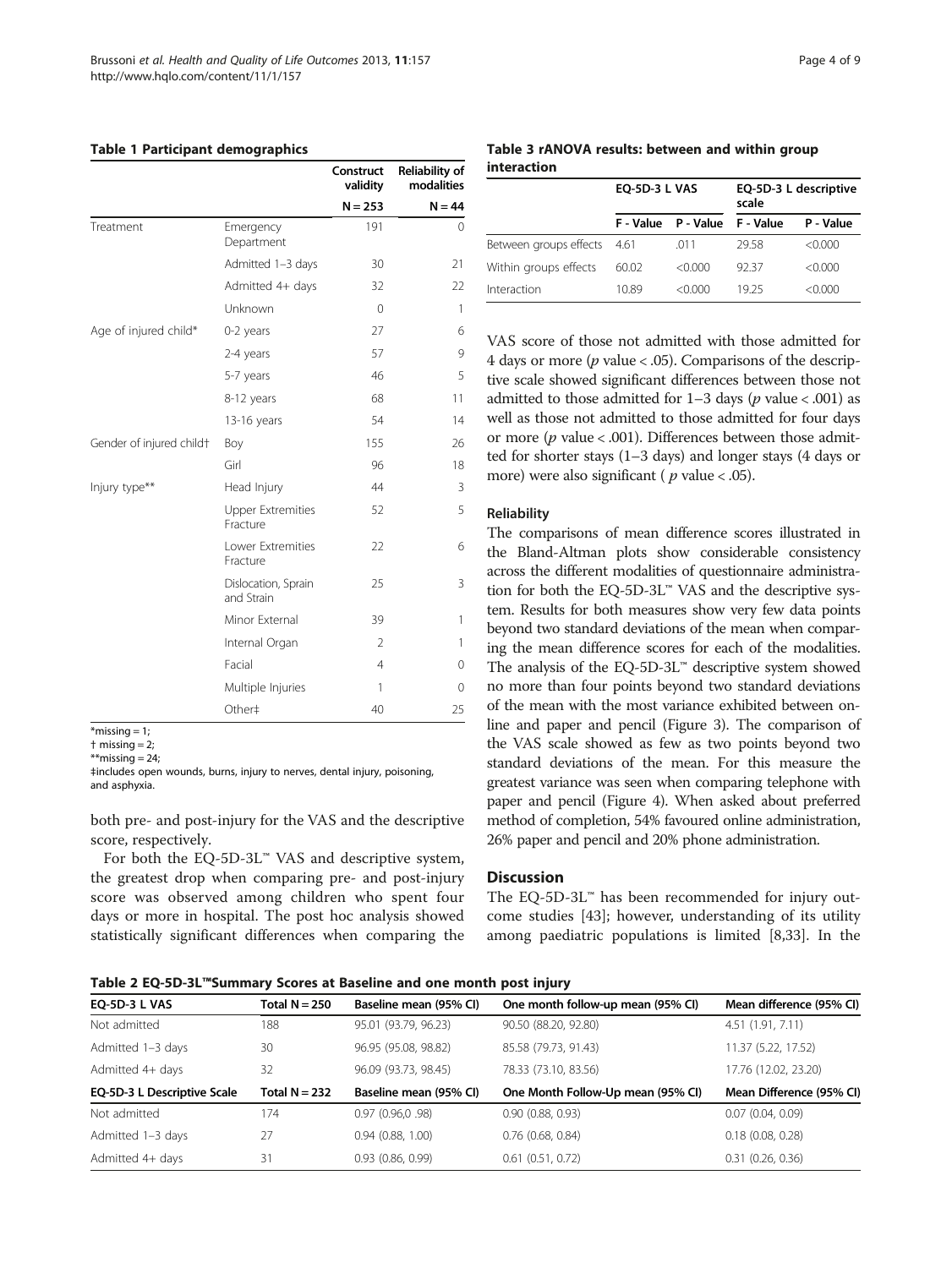**Table 1 Participant demographics**

| | | Construct validity | Reliability of modalities |
|---|---|---|---|
| | | N = 253 | N = 44 |
| Treatment | Emergency Department | 191 | 0 |
| | Admitted 1–3 days | 30 | 21 |
| | Admitted 4+ days | 32 | 22 |
| | Unknown | 0 | 1 |
| Age of injured child* | 0-2 years | 27 | 6 |
| | 2-4 years | 57 | 9 |
| | 5-7 years | 46 | 5 |
| | 8-12 years | 68 | 11 |
| | 13-16 years | 54 | 14 |
| Gender of injured child† | Boy | 155 | 26 |
| | Girl | 96 | 18 |
| Injury type** | Head Injury | 44 | 3 |
| | Upper Extremities Fracture | 52 | 5 |
| | Lower Extremities Fracture | 22 | 6 |
| | Dislocation, Sprain and Strain | 25 | 3 |
| | Minor External | 39 | 1 |
| | Internal Organ | 2 | 1 |
| | Facial | 4 | 0 |
| | Multiple Injuries | 1 | 0 |
| | Other‡ | 40 | 25 |

*missing = 1;
† missing = 2;
**missing = 24;
‡includes open wounds, burns, injury to nerves, dental injury, poisoning, and asphyxia.

both pre- and post-injury for the VAS and the descriptive score, respectively.

For both the EQ-5D-3L™ VAS and descriptive system, the greatest drop when comparing pre- and post-injury score was observed among children who spent four days or more in hospital. The post hoc analysis showed statistically significant differences when comparing the VAS score of those not admitted with those admitted for 4 days or more ($p$ value < .05). Comparisons of the descriptive scale showed significant differences between those not admitted to those admitted for 1–3 days ($p$ value < .001) as well as those not admitted to those admitted for four days or more ($p$ value < .001). Differences between those admitted for shorter stays (1–3 days) and longer stays (4 days or more) were also significant ( $p$ value < .05).

**Table 3 rANOVA results: between and within group interaction**

| | EQ-5D-3 L VAS | | EQ-5D-3 L descriptive scale | |
|---|---|---|---|---|
| | F - Value | P - Value | F - Value | P - Value |
| Between groups effects | 4.61 | .011 | 29.58 | <0.000 |
| Within groups effects | 60.02 | <0.000 | 92.37 | <0.000 |
| Interaction | 10.89 | <0.000 | 19.25 | <0.000 |

### Reliability

The comparisons of mean difference scores illustrated in the Bland-Altman plots show considerable consistency across the different modalities of questionnaire administration for both the EQ-5D-3L™ VAS and the descriptive system. Results for both measures show very few data points beyond two standard deviations of the mean when comparing the mean difference scores for each of the modalities. The analysis of the EQ-5D-3L™ descriptive system showed no more than four points beyond two standard deviations of the mean with the most variance exhibited between online and paper and pencil (Figure 3). The comparison of the VAS scale showed as few as two points beyond two standard deviations of the mean. For this measure the greatest variance was seen when comparing telephone with paper and pencil (Figure 4). When asked about preferred method of completion, 54% favoured online administration, 26% paper and pencil and 20% phone administration.

## Discussion

The EQ-5D-3L™ has been recommended for injury outcome studies [43]; however, understanding of its utility among paediatric populations is limited [8,33]. In the

**Table 2 EQ-5D-3L™Summary Scores at Baseline and one month post injury**

| EQ-5D-3 L VAS | Total N = 250 | Baseline mean (95% CI) | One month follow-up mean (95% CI) | Mean difference (95% CI) |
|---|---|---|---|---|
| Not admitted | 188 | 95.01 (93.79, 96.23) | 90.50 (88.20, 92.80) | 4.51 (1.91, 7.11) |
| Admitted 1–3 days | 30 | 96.95 (95.08, 98.82) | 85.58 (79.73, 91.43) | 11.37 (5.22, 17.52) |
| Admitted 4+ days | 32 | 96.09 (93.73, 98.45) | 78.33 (73.10, 83.56) | 17.76 (12.02, 23.20) |
| **EQ-5D-3 L Descriptive Scale** | **Total N = 232** | **Baseline mean (95% CI)** | **One Month Follow-Up mean (95% CI)** | **Mean Difference (95% CI)** |
| Not admitted | 174 | 0.97 (0.96,0 .98) | 0.90 (0.88, 0.93) | 0.07 (0.04, 0.09) |
| Admitted 1–3 days | 27 | 0.94 (0.88, 1.00) | 0.76 (0.68, 0.84) | 0.18 (0.08, 0.28) |
| Admitted 4+ days | 31 | 0.93 (0.86, 0.99) | 0.61 (0.51, 0.72) | 0.31 (0.26, 0.36) |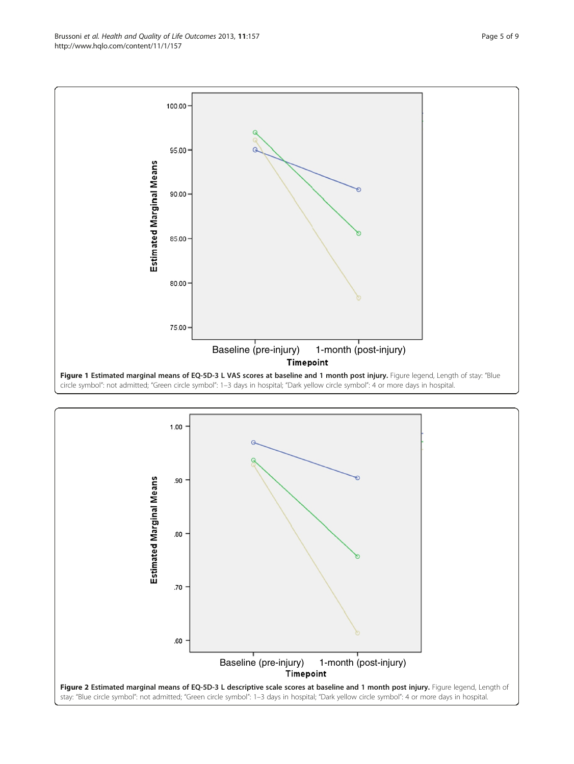**Figure 1 Estimated marginal means of EQ-5D-3 L VAS scores at baseline and 1 month post injury.** Figure legend, Length of stay: "Blue circle symbol": not admitted; "Green circle symbol": 1–3 days in hospital; "Dark yellow circle symbol": 4 or more days in hospital.

**Figure 2 Estimated marginal means of EQ-5D-3 L descriptive scale scores at baseline and 1 month post injury.** Figure legend, Length of stay: "Blue circle symbol": not admitted; "Green circle symbol": 1–3 days in hospital; "Dark yellow circle symbol": 4 or more days in hospital.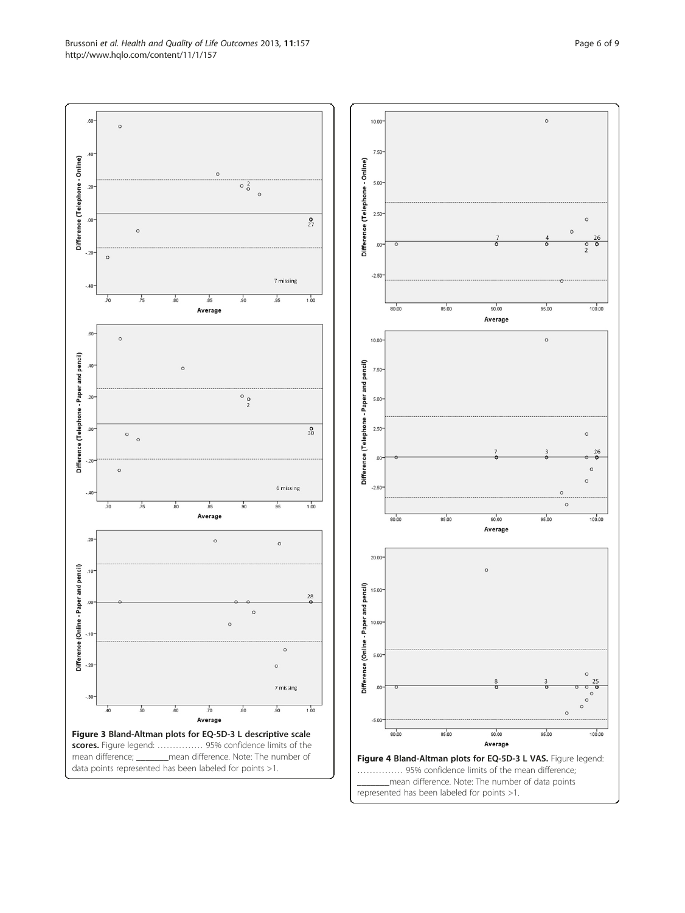**Figure 3 Bland-Altman plots for EQ-5D-3 L descriptive scale scores.** Figure legend: …………… 95% confidence limits of the mean difference; ________mean difference. Note: The number of data points represented has been labeled for points >1.

**Figure 4 Bland-Altman plots for EQ-5D-3 L VAS.** Figure legend: …………… 95% confidence limits of the mean difference; ________mean difference. Note: The number of data points represented has been labeled for points >1.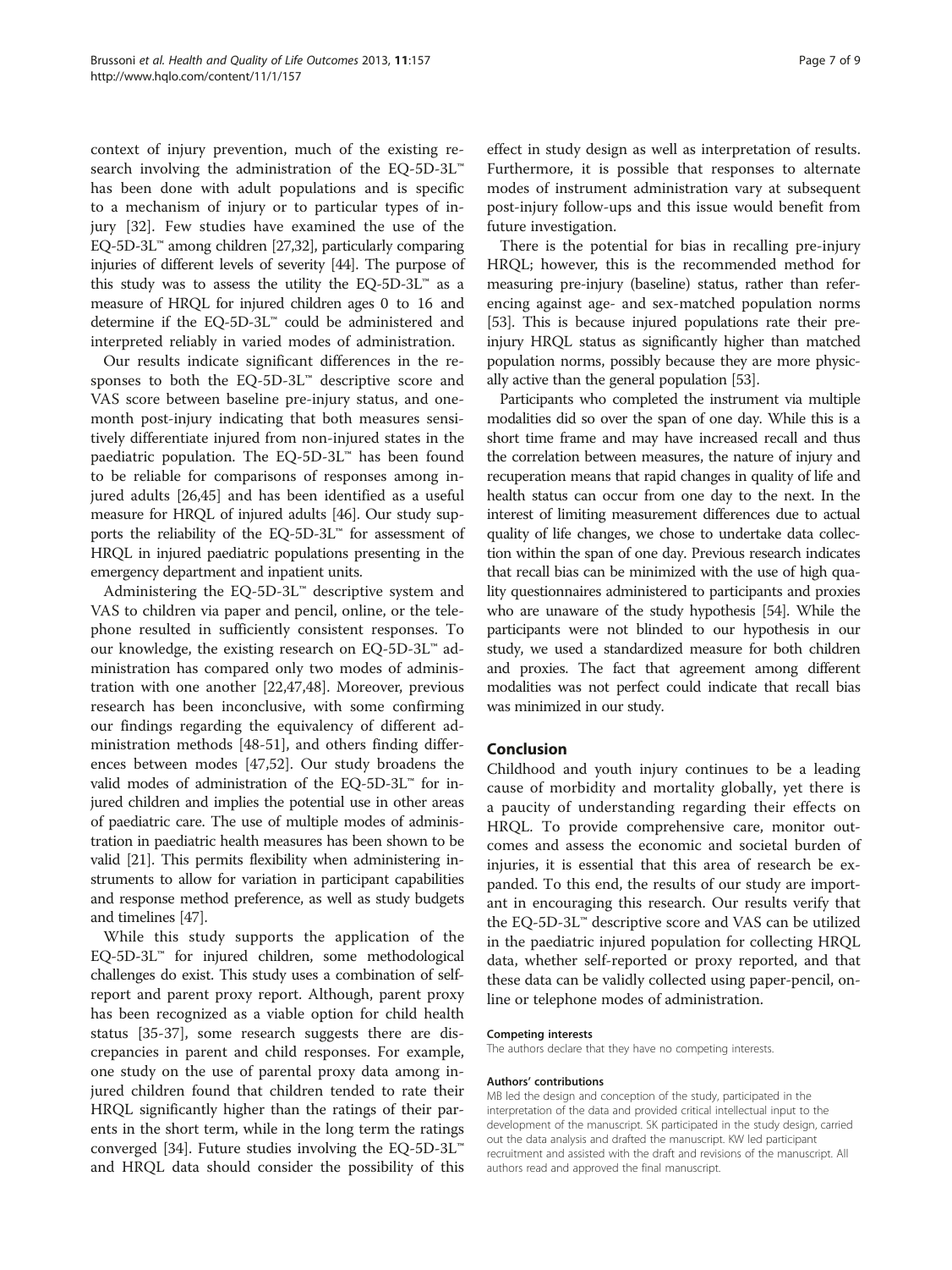context of injury prevention, much of the existing research involving the administration of the EQ-5D-3L™ has been done with adult populations and is specific to a mechanism of injury or to particular types of injury [32]. Few studies have examined the use of the EQ-5D-3L™ among children [27,32], particularly comparing injuries of different levels of severity [44]. The purpose of this study was to assess the utility the EQ-5D-3L™ as a measure of HRQL for injured children ages 0 to 16 and determine if the EQ-5D-3L™ could be administered and interpreted reliably in varied modes of administration.

Our results indicate significant differences in the responses to both the EQ-5D-3L™ descriptive score and VAS score between baseline pre-injury status, and one-month post-injury indicating that both measures sensitively differentiate injured from non-injured states in the paediatric population. The EQ-5D-3L™ has been found to be reliable for comparisons of responses among injured adults [26,45] and has been identified as a useful measure for HRQL of injured adults [46]. Our study supports the reliability of the EQ-5D-3L™ for assessment of HRQL in injured paediatric populations presenting in the emergency department and inpatient units.

Administering the EQ-5D-3L™ descriptive system and VAS to children via paper and pencil, online, or the telephone resulted in sufficiently consistent responses. To our knowledge, the existing research on EQ-5D-3L™ administration has compared only two modes of administration with one another [22,47,48]. Moreover, previous research has been inconclusive, with some confirming our findings regarding the equivalency of different administration methods [48-51], and others finding differences between modes [47,52]. Our study broadens the valid modes of administration of the EQ-5D-3L™ for injured children and implies the potential use in other areas of paediatric care. The use of multiple modes of administration in paediatric health measures has been shown to be valid [21]. This permits flexibility when administering instruments to allow for variation in participant capabilities and response method preference, as well as study budgets and timelines [47].

While this study supports the application of the EQ-5D-3L™ for injured children, some methodological challenges do exist. This study uses a combination of self-report and parent proxy report. Although, parent proxy has been recognized as a viable option for child health status [35-37], some research suggests there are discrepancies in parent and child responses. For example, one study on the use of parental proxy data among injured children found that children tended to rate their HRQL significantly higher than the ratings of their parents in the short term, while in the long term the ratings converged [34]. Future studies involving the EQ-5D-3L™ and HRQL data should consider the possibility of this effect in study design as well as interpretation of results. Furthermore, it is possible that responses to alternate modes of instrument administration vary at subsequent post-injury follow-ups and this issue would benefit from future investigation.

There is the potential for bias in recalling pre-injury HRQL; however, this is the recommended method for measuring pre-injury (baseline) status, rather than referencing against age- and sex-matched population norms [53]. This is because injured populations rate their pre-injury HRQL status as significantly higher than matched population norms, possibly because they are more physically active than the general population [53].

Participants who completed the instrument via multiple modalities did so over the span of one day. While this is a short time frame and may have increased recall and thus the correlation between measures, the nature of injury and recuperation means that rapid changes in quality of life and health status can occur from one day to the next. In the interest of limiting measurement differences due to actual quality of life changes, we chose to undertake data collection within the span of one day. Previous research indicates that recall bias can be minimized with the use of high quality questionnaires administered to participants and proxies who are unaware of the study hypothesis [54]. While the participants were not blinded to our hypothesis in our study, we used a standardized measure for both children and proxies. The fact that agreement among different modalities was not perfect could indicate that recall bias was minimized in our study.

## Conclusion

Childhood and youth injury continues to be a leading cause of morbidity and mortality globally, yet there is a paucity of understanding regarding their effects on HRQL. To provide comprehensive care, monitor outcomes and assess the economic and societal burden of injuries, it is essential that this area of research be expanded. To this end, the results of our study are important in encouraging this research. Our results verify that the EQ-5D-3L™ descriptive score and VAS can be utilized in the paediatric injured population for collecting HRQL data, whether self-reported or proxy reported, and that these data can be validly collected using paper-pencil, online or telephone modes of administration.

#### Competing interests

The authors declare that they have no competing interests.

#### Authors' contributions

MB led the design and conception of the study, participated in the interpretation of the data and provided critical intellectual input to the development of the manuscript. SK participated in the study design, carried out the data analysis and drafted the manuscript. KW led participant recruitment and assisted with the draft and revisions of the manuscript. All authors read and approved the final manuscript.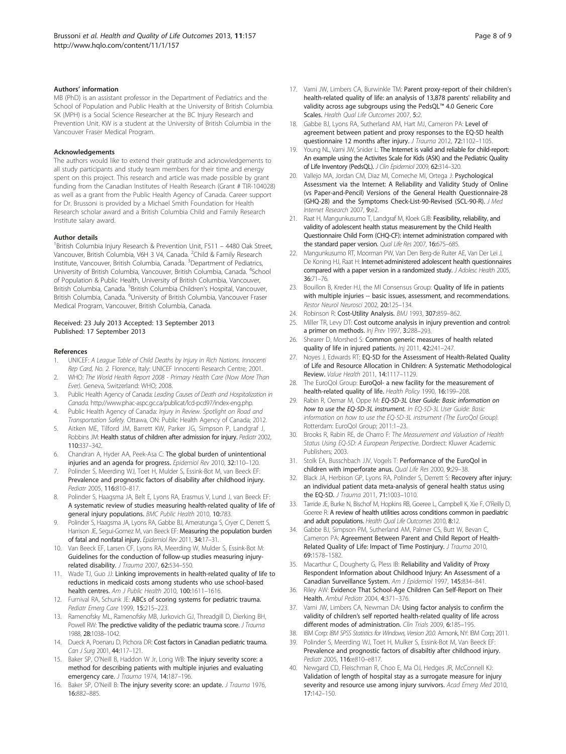## Authors' information

MB (PhD) is an assistant professor in the Department of Pediatrics and the School of Population and Public Health at the University of British Columbia. SK (MPH) is a Social Science Researcher at the BC Injury Research and Prevention Unit. KW is a student at the University of British Columbia in the Vancouver Fraser Medical Program.

## Acknowledgements

The authors would like to extend their gratitude and acknowledgements to all study participants and study team members for their time and energy spent on this project. This research and article was made possible by grant funding from the Canadian Institutes of Health Research (Grant # TIR-104028) as well as a grant from the Public Health Agency of Canada. Career support for Dr. Brussoni is provided by a Michael Smith Foundation for Health Research scholar award and a British Columbia Child and Family Research Institute salary award.

## Author details

[1]British Columbia Injury Research & Prevention Unit, F511 – 4480 Oak Street, Vancouver, British Columbia, V6H 3 V4, Canada. [2]Child & Family Research Institute, Vancouver, British Columbia, Canada. [3]Department of Pediatrics, University of British Columbia, Vancouver, British Columbia, Canada. [4]School of Population & Public Health, University of British Columbia, Vancouver, British Columbia, Canada. [5]British Columbia Children's Hospital, Vancouver, British Columbia, Canada. [6]University of British Columbia, Vancouver Fraser Medical Program, Vancouver, British Columbia, Canada.

Received: 23 July 2013 Accepted: 13 September 2013
Published: 17 September 2013

## References

1. UNICEF: *A League Table of Child Deaths by Injury in Rich Nations. Innocenti Rep Card, No. 2*. Florence, Italy: UNICEF Innocenti Research Centre; 2001.
2. WHO: *The World Health Report 2008 - Primary Health Care (Now More Than Ever)*. Geneva, Switzerland: WHO; 2008.
3. Public Health Agency of Canada: *Leading Causes of Death and Hospitalization in Canada*. http://www.phac-aspc.gc.ca/publicat/lcd-pcd97/index-eng.php.
4. Public Health Agency of Canada: *Injury in Review. Spotlight on Road and Transportation Safety*. Ottawa, ON: Public Health Agency of Canada; 2012.
5. Aitken ME, Tilford JM, Barrett KW, Parker JG, Simpson P, Landgraf J, Robbins JM: **Health status of children after admission for injury.** *Pediatr* 2002, **110:**337–342.
6. Chandran A, Hyder AA, Peek-Asa C: **The global burden of unintentional injuries and an agenda for progress.** *Epidemiol Rev* 2010, **32:**110–120.
7. Polinder S, Meerding WJ, Toet H, Mulder S, Essink-Bot M, van Beeck EF: **Prevalence and prognostic factors of disability after childhood injury.** *Pediatr* 2005, **116:**810–817.
8. Polinder S, Haagsma JA, Belt E, Lyons RA, Erasmus V, Lund J, van Beeck EF: **A systematic review of studies measuring health-related quality of life of general injury populations.** *BMC Public Health* 2010, **10:**783.
9. Polinder S, Haagsma JA, Lyons RA, Gabbe BJ, Ameratunga S, Cryer C, Derrett S, Harrison JE, Segui-Gomez M, van Beeck EF: **Measuring the population burden of fatal and nonfatal injury.** *Epidemiol Rev* 2011, **34:**17–31.
10. Van Beeck EF, Larsen CF, Lyons RA, Meerding W, Mulder S, Essink-Bot M: **Guidelines for the conduction of follow-up studies measuring injury-related disability.** *J Trauma* 2007, **62:**534–550.
11. Wade TJ, Guo JJ: **Linking improvements in health-related quality of life to reductions in medicaid costs among students who use school-based health centres.** *Am J Public Health* 2010, **100:**1611–1616.
12. Furnival RA, Schunk JE: **ABCs of scoring systems for pediatric trauma.** *Pediatr Emerg Care* 1999, **15:**215–223.
13. Ramenofsky ML, Ramenofsky MB, Jurkovich GJ, Threadgill D, Dierking BH, Powell RW: **The predictive validity of the pediatric trauma score.** *J Trauma* 1988, **28:**1038–1042.
14. Dueck A, Poenaru D, Pichora DR: **Cost factors in Canadian pediatric trauma.** *Can J Surg* 2001, **44:**117–121.
15. Baker SP, O'Neill B, Haddon W Jr, Long WB: **The injury severity score: a method for describing patients with multiple injuries and evaluating emergency care.** *J Trauma* 1974, **14:**187–196.
16. Baker SP, O'Neill B: **The injury severity score: an update.** *J Trauma* 1976, **16:**882–885.
17. Varni JW, Limbers CA, Burwinkle TM: **Parent proxy-report of their children's health-related quality of life: an analysis of 13,878 parents' reliability and validity across age subgroups using the PedsQL™ 4.0 Generic Core Scales.** *Health Qual Life Outcomes* 2007, **5:**2.
18. Gabbe BJ, Lyons RA, Sutherland AM, Hart MJ, Cameron PA: **Level of agreement between patient and proxy responses to the EQ-5D health questionnaire 12 months after injury.** *J Trauma* 2012, **72:**1102–1105.
19. Young NL, Varni JW, Snider L: **The Internet is valid and reliable for child-report: An example using the Activites Scale for Kids (ASK) and the Pediatric Quality of Life Inventory (PedsQL).** *J Clin Epidemiol* 2009, **62:**314–320.
20. Vallejo MA, Jordan CM, Diaz MI, Comeche MI, Ortega J: **Psychological Assessment via the Internet: A Reliability and Validity Study of Online (vs Paper-and-Pencil) Versions of the General Health Questionnaire-28 (GHQ-28) and the Symptoms Check-List-90-Revised (SCL-90-R).** *J Med Internet Research* 2007, **9:**e2.
21. Raat H, Mangunkusumo T, Landgraf M, Kloek GJB: **Feasibility, reliability, and validity of adolescent health status measurement by the Child Health Questionnaire Child Form (CHQ-CF): internet administration compared with the standard paper version.** *Qual Life Res* 2007, **16:**675–685.
22. Mangunkusumo RT, Moorman PW, Van Den Berg-de Ruiter AE, Van Der Lei J, De Koning HJ, Raat H: **Internet-administered adolescent health questionnaires compared with a paper version in a randomized study.** *J Adolesc Health* 2005, **36:**71–76.
23. Bouillon B, Kreder HJ, the MI Consensus Group: **Quality of life in patients with multiple injuries -- basic issues, assessment, and recommendations.** *Restor Neurol Neurosci* 2002, **20:**125–134.
24. Robinson R: **Cost-Utility Analysis.** *BMJ* 1993, **307:**859–862.
25. Miller TR, Levy DT: **Cost outcome analysis in injury prevention and control: a primer on methods.** *Inj Prev* 1997, **3:**288–293.
26. Shearer D, Morshed S: **Common generic measures of health related quality of life in injured patients.** *Inj* 2011, **42:**241–247.
27. Noyes J, Edwards RT: **EQ-5D for the Assessment of Health-Related Quality of Life and Resource Allocation in Children: A Systematic Methodological Review.** *Value Health* 2011, **14:**1117–1129.
28. The EuroQol Group: **EuroQol- a new facility for the measurement of health-related quality of life.** *Health Policy* 1990, **16:**199–208.
29. Rabin R, Oemar M, Oppe M: ***EQ-5D-3L User Guide: Basic information on how to use the EQ-5D-3L instrument.*** *In EQ-5D-3L User Guide: Basic information on how to use the EQ-5D-3L instrument (The EuroQol Group)*. Rotterdam: EuroQol Group; 2011:1–23.
30. Brooks R, Rabin RE, de Charro F: *The Measurement and Valuation of Health Status Using EQ-5D: A European Perspective*. Dordrect: Kluwer Academic Publishers; 2003.
31. Stolk EA, Busschbach JJV, Vogels T: **Performance of the EuroQol in children with imperforate anus.** *Qual Life Res* 2000, **9:**29–38.
32. Black JA, Herbison GP, Lyons RA, Polinder S, Derrett S: **Recovery after injury: an individual patient data meta-analysis of general health status using the EQ-5D.** *J Trauma* 2011, **71:**1003–1010.
33. Tarride JE, Burke N, Bischof M, Hopkins RB, Goeree L, Campbell K, Xie F, O'Reilly D, Goeree R: **A review of health utilities across conditions common in paediatric and adult populations.** *Health Qual Life Outcomes* 2010, **8:**12.
34. Gabbe BJ, Simpson PM, Sutherland AM, Palmer CS, Butt W, Bevan C, Cameron PA: **Agreement Between Parent and Child Report of Health-Related Quality of Life: Impact of Time Postinjury.** *J Trauma* 2010, **69:**1578–1582.
35. Macarthur C, Dougherty G, Pless IB: **Reliability and Validity of Proxy Respondent Information about Childhood Injury: An Assessment of a Canadian Surveillance System.** *Am J Epidemiol* 1997, **145:**834–841.
36. Riley AW: **Evidence That School-Age Children Can Self-Report on Their Health.** *Ambul Pediatr* 2004, **4:**371–376.
37. Varni JW, Limbers CA, Newman DA: **Using factor analysis to confirm the validity of children's self reported health-related quality of life across different modes of administration.** *Clin Trials* 2009, **6:**185–195.
38. IBM Corp: *IBM SPSS Statistics for Windows, Version 20.0*. Armonk, NY: IBM Corp; 2011.
39. Polinder S, Meerding WJ, Toet H, Mulker S, Essink-Bot M, Van Beeck EF: **Prevalence and prognostic factors of disabiltiy after childhood injury.** *Pediatr* 2005, **116:**e810–e817.
40. Newgard CD, Fleischman R, Choo E, Ma OJ, Hedges JR, McConnell KJ: **Validation of length of hospital stay as a surrogate measure for injury severity and resource use among injury survivors.** *Acad Emerg Med* 2010, **17:**142–150.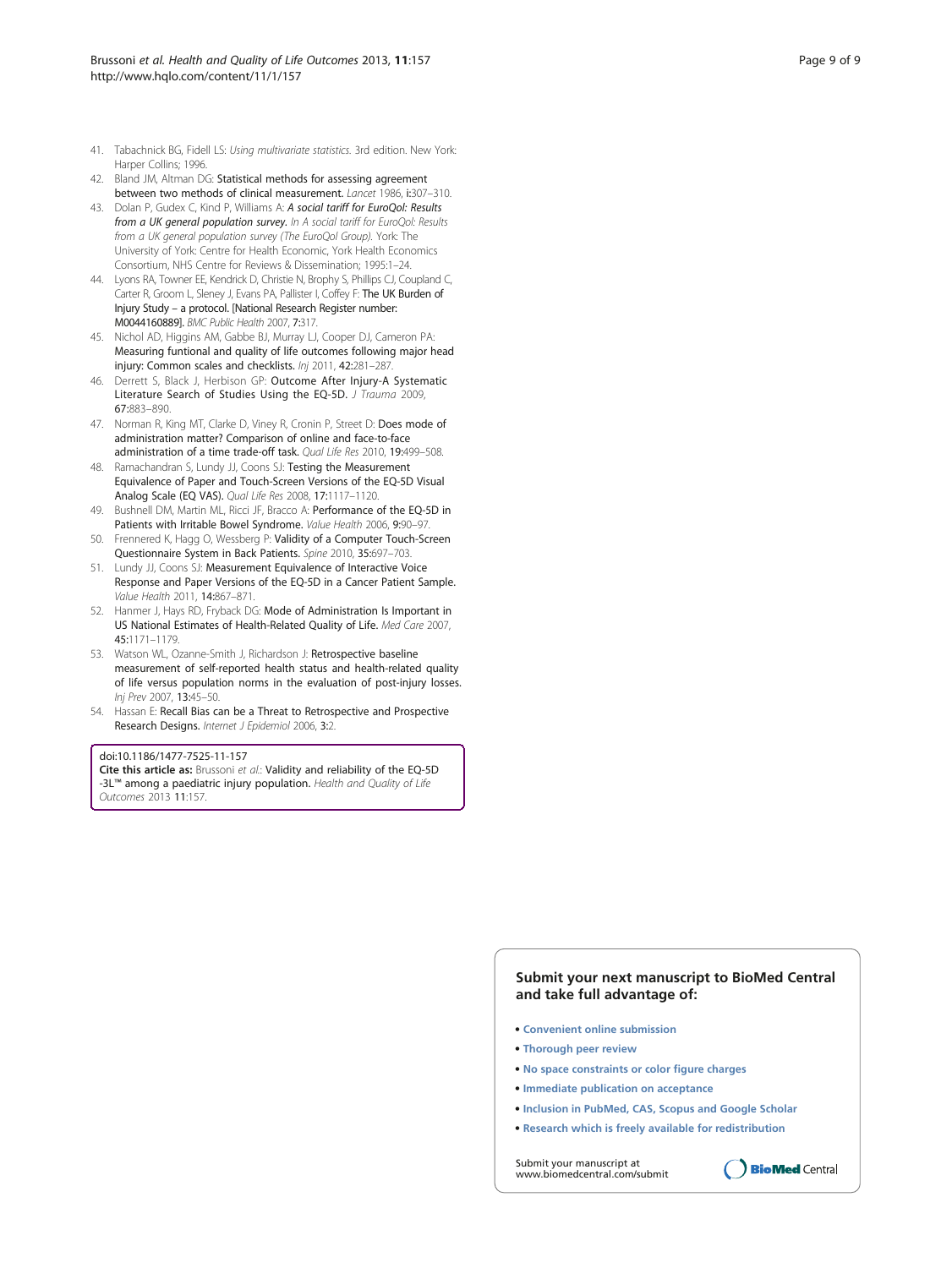41. Tabachnick BG, Fidell LS: *Using multivariate statistics*. 3rd edition. New York: Harper Collins; 1996.
42. Bland JM, Altman DG: **Statistical methods for assessing agreement between two methods of clinical measurement.** *Lancet* 1986, **i:**307–310.
43. Dolan P, Gudex C, Kind P, Williams A: ***A social tariff for EuroQol: Results from a UK general population survey.*** *In A social tariff for EuroQol: Results from a UK general population survey (The EuroQol Group).* York: The University of York: Centre for Health Economic, York Health Economics Consortium, NHS Centre for Reviews & Dissemination; 1995:1–24.
44. Lyons RA, Towner EE, Kendrick D, Christie N, Brophy S, Phillips CJ, Coupland C, Carter R, Groom L, Sleney J, Evans PA, Pallister I, Coffey F: **The UK Burden of Injury Study – a protocol. [National Research Register number: M0044160889].** *BMC Public Health* 2007, **7:**317.
45. Nichol AD, Higgins AM, Gabbe BJ, Murray LJ, Cooper DJ, Cameron PA: **Measuring funtional and quality of life outcomes following major head injury: Common scales and checklists.** *Inj* 2011, **42:**281–287.
46. Derrett S, Black J, Herbison GP: **Outcome After Injury-A Systematic Literature Search of Studies Using the EQ-5D.** *J Trauma* 2009, **67:**883–890.
47. Norman R, King MT, Clarke D, Viney R, Cronin P, Street D: **Does mode of administration matter? Comparison of online and face-to-face administration of a time trade-off task.** *Qual Life Res* 2010, **19:**499–508.
48. Ramachandran S, Lundy JJ, Coons SJ: **Testing the Measurement Equivalence of Paper and Touch-Screen Versions of the EQ-5D Visual Analog Scale (EQ VAS).** *Qual Life Res* 2008, **17:**1117–1120.
49. Bushnell DM, Martin ML, Ricci JF, Bracco A: **Performance of the EQ-5D in Patients with Irritable Bowel Syndrome.** *Value Health* 2006, **9:**90–97.
50. Frennered K, Hagg O, Wessberg P: **Validity of a Computer Touch-Screen Questionnaire System in Back Patients.** *Spine* 2010, **35:**697–703.
51. Lundy JJ, Coons SJ: **Measurement Equivalence of Interactive Voice Response and Paper Versions of the EQ-5D in a Cancer Patient Sample.** *Value Health* 2011, **14:**867–871.
52. Hanmer J, Hays RD, Fryback DG: **Mode of Administration Is Important in US National Estimates of Health-Related Quality of Life.** *Med Care* 2007, **45:**1171–1179.
53. Watson WL, Ozanne-Smith J, Richardson J: **Retrospective baseline measurement of self-reported health status and health-related quality of life versus population norms in the evaluation of post-injury losses.** *Inj Prev* 2007, **13:**45–50.
54. Hassan E: **Recall Bias can be a Threat to Retrospective and Prospective Research Designs.** *Internet J Epidemiol* 2006, **3:**2.

doi:10.1186/1477-7525-11-157
**Cite this article as:** Brussoni *et al.*: Validity and reliability of the EQ-5D-3L™ among a paediatric injury population. *Health and Quality of Life Outcomes* 2013 **11**:157.

**Submit your next manuscript to BioMed Central and take full advantage of:**

- **Convenient online submission**
- **Thorough peer review**
- **No space constraints or color figure charges**
- **Immediate publication on acceptance**
- **Inclusion in PubMed, CAS, Scopus and Google Scholar**
- **Research which is freely available for redistribution**

Submit your manuscript at
www.biomedcentral.com/submit

BioMed Central